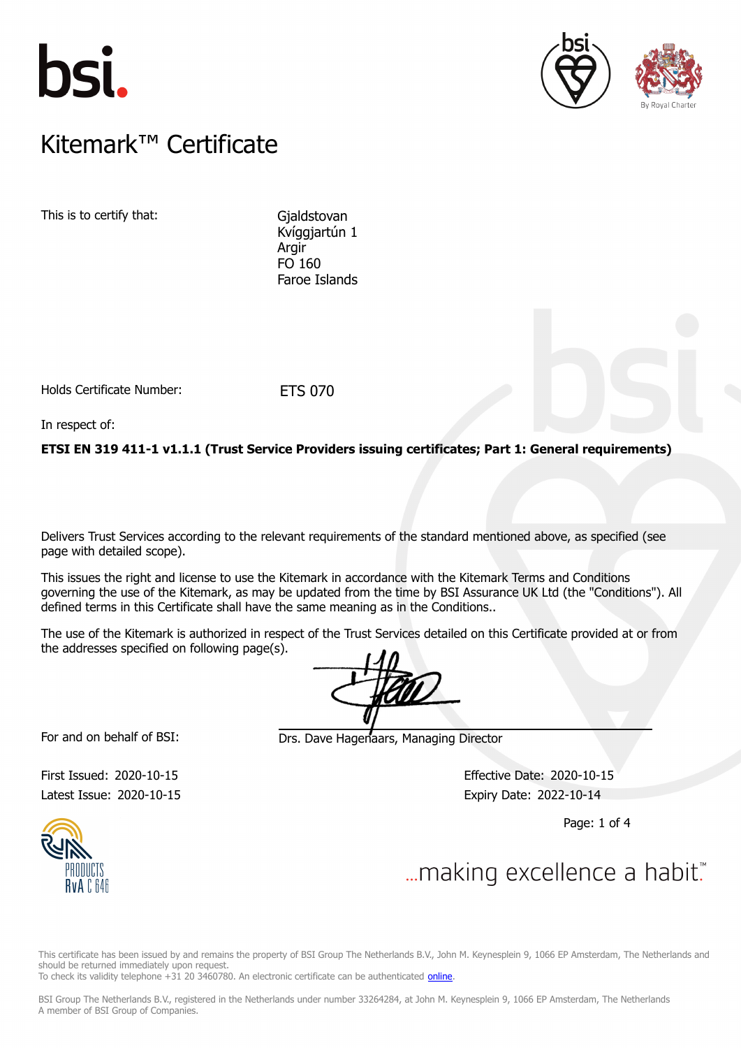# Kitemark™ Certificate

This is to certify that:

Gjaldstovan
Kvíggjartún 1
Argir
FO 160
Faroe Islands

Holds Certificate Number: ETS 070

In respect of:

**ETSI EN 319 411-1 v1.1.1 (Trust Service Providers issuing certificates; Part 1: General requirements)**

Delivers Trust Services according to the relevant requirements of the standard mentioned above, as specified (see page with detailed scope).

This issues the right and license to use the Kitemark in accordance with the Kitemark Terms and Conditions governing the use of the Kitemark, as may be updated from the time by BSI Assurance UK Ltd (the "Conditions"). All defined terms in this Certificate shall have the same meaning as in the Conditions..

The use of the Kitemark is authorized in respect of the Trust Services detailed on this Certificate provided at or from the addresses specified on following page(s).

For and on behalf of BSI: Drs. Dave Hagenaars, Managing Director

First Issued: 2020-10-15
Latest Issue: 2020-10-15

Effective Date: 2020-10-15
Expiry Date: 2022-10-14

PRODUCTS
RvA C 646

...making excellence a habit.™

This certificate has been issued by and remains the property of BSI Group The Netherlands B.V., John M. Keynesplein 9, 1066 EP Amsterdam, The Netherlands and should be returned immediately upon request.
To check its validity telephone +31 20 3460780. An electronic certificate can be authenticated online.

BSI Group The Netherlands B.V., registered in the Netherlands under number 33264284, at John M. Keynesplein 9, 1066 EP Amsterdam, The Netherlands
A member of BSI Group of Companies.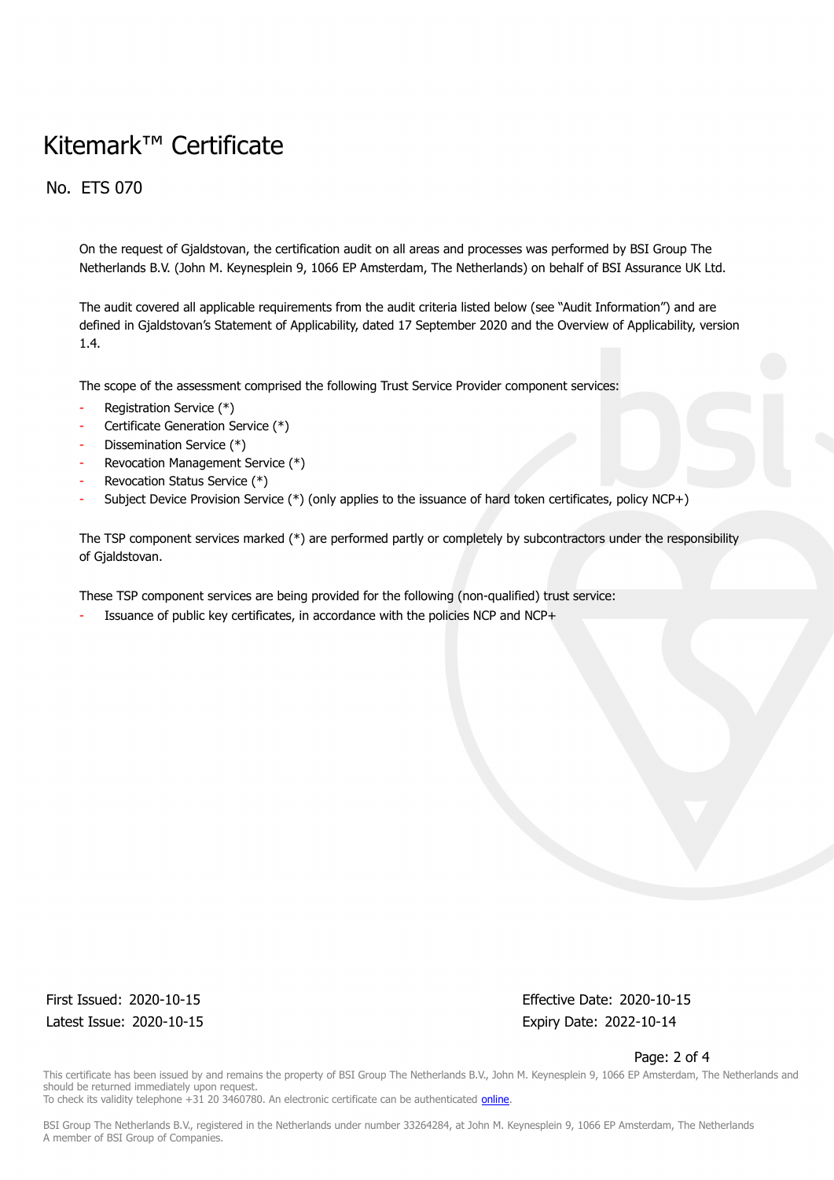# Kitemark™ Certificate

## No. ETS 070

On the request of Gjaldstovan, the certification audit on all areas and processes was performed by BSI Group The Netherlands B.V. (John M. Keynesplein 9, 1066 EP Amsterdam, The Netherlands) on behalf of BSI Assurance UK Ltd.

The audit covered all applicable requirements from the audit criteria listed below (see "Audit Information") and are defined in Gjaldstovan's Statement of Applicability, dated 17 September 2020 and the Overview of Applicability, version 1.4.

The scope of the assessment comprised the following Trust Service Provider component services:

- Registration Service (*)
- Certificate Generation Service (*)
- Dissemination Service (*)
- Revocation Management Service (*)
- Revocation Status Service (*)
- Subject Device Provision Service (*) (only applies to the issuance of hard token certificates, policy NCP+)

The TSP component services marked (*) are performed partly or completely by subcontractors under the responsibility of Gjaldstovan.

These TSP component services are being provided for the following (non-qualified) trust service:

- Issuance of public key certificates, in accordance with the policies NCP and NCP+

First Issued: 2020-10-15
Latest Issue: 2020-10-15

Effective Date: 2020-10-15
Expiry Date: 2022-10-14

This certificate has been issued by and remains the property of BSI Group The Netherlands B.V., John M. Keynesplein 9, 1066 EP Amsterdam, The Netherlands and should be returned immediately upon request.
To check its validity telephone +31 20 3460780. An electronic certificate can be authenticated online.

BSI Group The Netherlands B.V., registered in the Netherlands under number 33264284, at John M. Keynesplein 9, 1066 EP Amsterdam, The Netherlands
A member of BSI Group of Companies.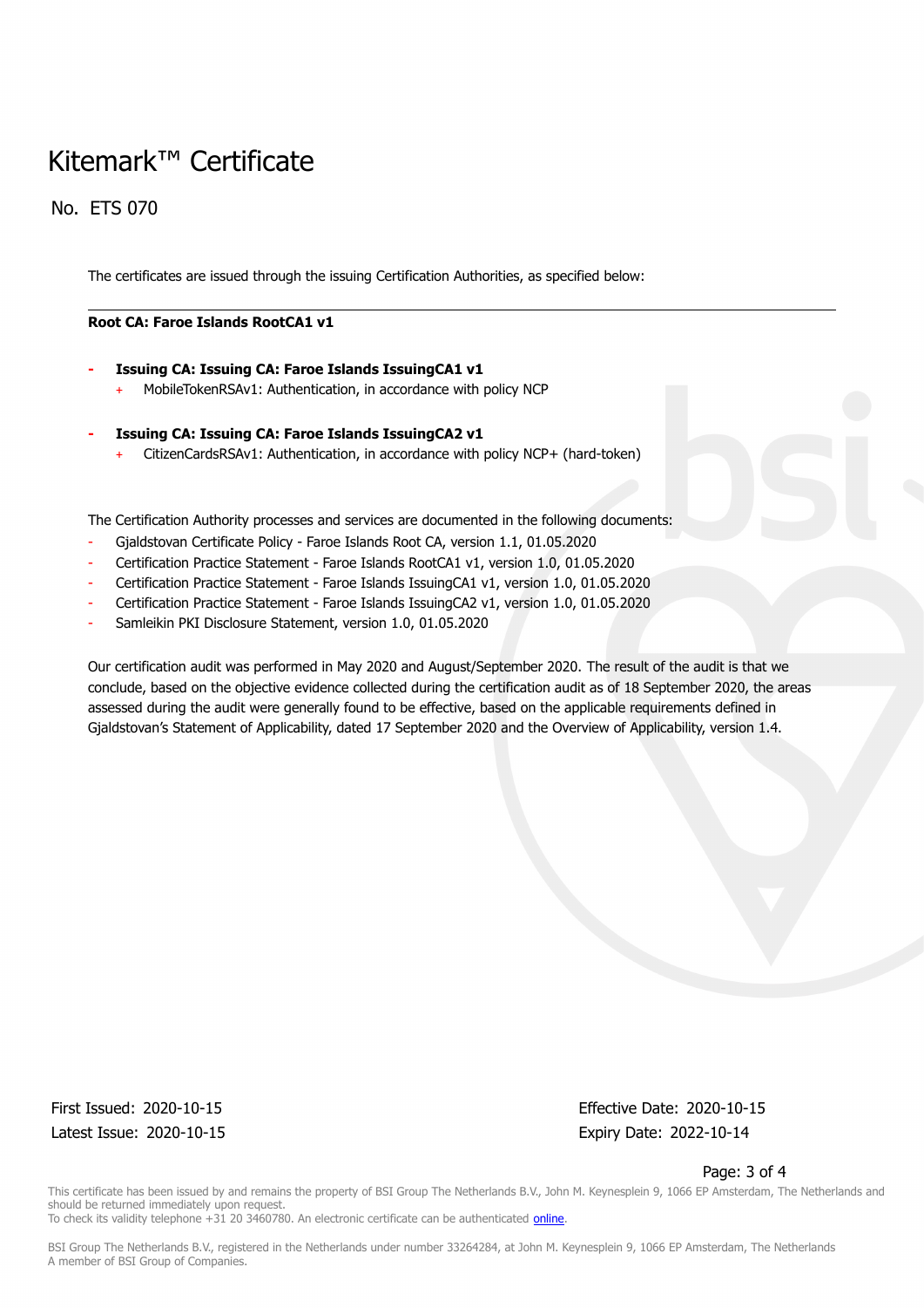# Kitemark™ Certificate

No. ETS 070

The certificates are issued through the issuing Certification Authorities, as specified below:

**Root CA: Faroe Islands RootCA1 v1**

- **Issuing CA: Issuing CA: Faroe Islands IssuingCA1 v1**
  + MobileTokenRSAv1: Authentication, in accordance with policy NCP

- **Issuing CA: Issuing CA: Faroe Islands IssuingCA2 v1**
  + CitizenCardsRSAv1: Authentication, in accordance with policy NCP+ (hard-token)

The Certification Authority processes and services are documented in the following documents:

- Gjaldstovan Certificate Policy - Faroe Islands Root CA, version 1.1, 01.05.2020
- Certification Practice Statement - Faroe Islands RootCA1 v1, version 1.0, 01.05.2020
- Certification Practice Statement - Faroe Islands IssuingCA1 v1, version 1.0, 01.05.2020
- Certification Practice Statement - Faroe Islands IssuingCA2 v1, version 1.0, 01.05.2020
- Samleikin PKI Disclosure Statement, version 1.0, 01.05.2020

Our certification audit was performed in May 2020 and August/September 2020. The result of the audit is that we conclude, based on the objective evidence collected during the certification audit as of 18 September 2020, the areas assessed during the audit were generally found to be effective, based on the applicable requirements defined in Gjaldstovan's Statement of Applicability, dated 17 September 2020 and the Overview of Applicability, version 1.4.

First Issued: 2020-10-15
Latest Issue: 2020-10-15

Effective Date: 2020-10-15
Expiry Date: 2022-10-14

This certificate has been issued by and remains the property of BSI Group The Netherlands B.V., John M. Keynesplein 9, 1066 EP Amsterdam, The Netherlands and should be returned immediately upon request.
To check its validity telephone +31 20 3460780. An electronic certificate can be authenticated online.

BSI Group The Netherlands B.V., registered in the Netherlands under number 33264284, at John M. Keynesplein 9, 1066 EP Amsterdam, The Netherlands
A member of BSI Group of Companies.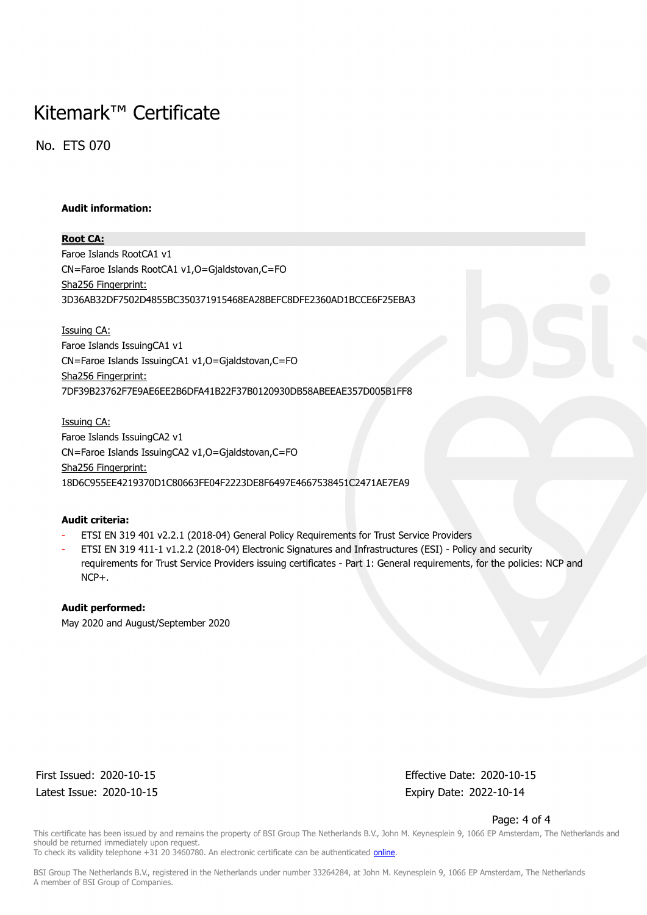# Kitemark™ Certificate

No. ETS 070

**Audit information:**

**Root CA:**
Faroe Islands RootCA1 v1
CN=Faroe Islands RootCA1 v1,O=Gjaldstovan,C=FO
Sha256 Fingerprint:
3D36AB32DF7502D4855BC350371915468EA28BEFC8DFE2360AD1BCCE6F25EBA3

Issuing CA:
Faroe Islands IssuingCA1 v1
CN=Faroe Islands IssuingCA1 v1,O=Gjaldstovan,C=FO
Sha256 Fingerprint:
7DF39B23762F7E9AE6EE2B6DFA41B22F37B0120930DB58ABEEAE357D005B1FF8

Issuing CA:
Faroe Islands IssuingCA2 v1
CN=Faroe Islands IssuingCA2 v1,O=Gjaldstovan,C=FO
Sha256 Fingerprint:
18D6C955EE4219370D1C80663FE04F2223DE8F6497E4667538451C2471AE7EA9

**Audit criteria:**

- ETSI EN 319 401 v2.2.1 (2018-04) General Policy Requirements for Trust Service Providers
- ETSI EN 319 411-1 v1.2.2 (2018-04) Electronic Signatures and Infrastructures (ESI) - Policy and security requirements for Trust Service Providers issuing certificates - Part 1: General requirements, for the policies: NCP and NCP+.

**Audit performed:**
May 2020 and August/September 2020

First Issued: 2020-10-15
Latest Issue: 2020-10-15

Effective Date: 2020-10-15
Expiry Date: 2022-10-14

This certificate has been issued by and remains the property of BSI Group The Netherlands B.V., John M. Keynesplein 9, 1066 EP Amsterdam, The Netherlands and should be returned immediately upon request.
To check its validity telephone +31 20 3460780. An electronic certificate can be authenticated online.

BSI Group The Netherlands B.V., registered in the Netherlands under number 33264284, at John M. Keynesplein 9, 1066 EP Amsterdam, The Netherlands
A member of BSI Group of Companies.